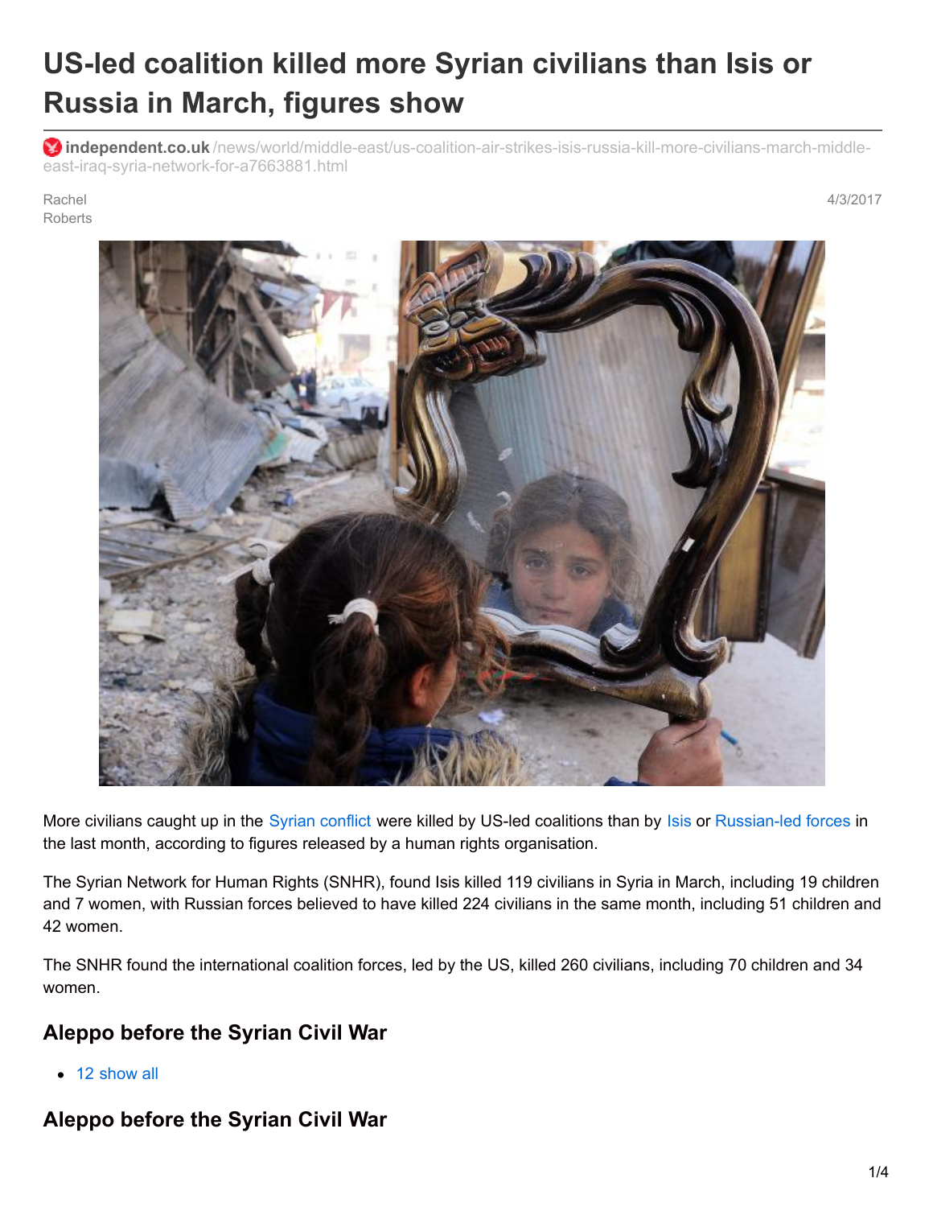# US-led coalition killed more Syrian civilians than Isis or Russia in March, figures show

**independent.co.uk**/news/world/middle-east/us-coalition-air-strikes-isis-russia-kill-more-civilians-march-middle-east-iraq-syria-network-for-a7663881.html

Rachel Roberts

4/3/2017

More civilians caught up in the Syrian conflict were killed by US-led coalitions than by Isis or Russian-led forces in the last month, according to figures released by a human rights organisation.

The Syrian Network for Human Rights (SNHR), found Isis killed 119 civilians in Syria in March, including 19 children and 7 women, with Russian forces believed to have killed 224 civilians in the same month, including 51 children and 42 women.

The SNHR found the international coalition forces, led by the US, killed 260 civilians, including 70 children and 34 women.

## Aleppo before the Syrian Civil War

- 12 show all

## Aleppo before the Syrian Civil War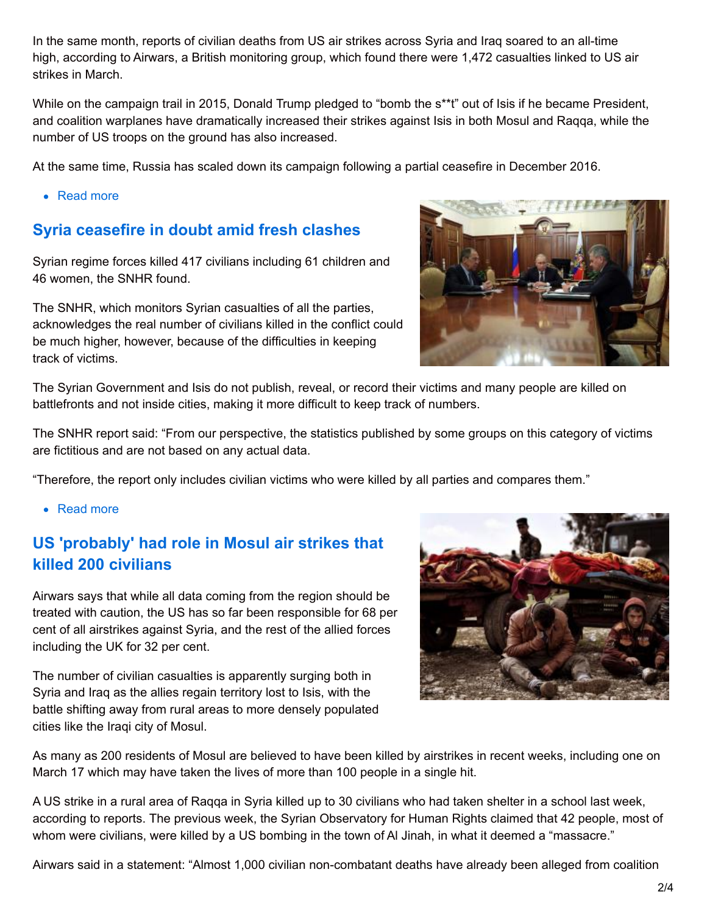In the same month, reports of civilian deaths from US air strikes across Syria and Iraq soared to an all-time high, according to Airwars, a British monitoring group, which found there were 1,472 casualties linked to US air strikes in March.

While on the campaign trail in 2015, Donald Trump pledged to "bomb the s**t" out of Isis if he became President, and coalition warplanes have dramatically increased their strikes against Isis in both Mosul and Raqqa, while the number of US troops on the ground has also increased.

At the same time, Russia has scaled down its campaign following a partial ceasefire in December 2016.

- Read more

## Syria ceasefire in doubt amid fresh clashes

Syrian regime forces killed 417 civilians including 61 children and 46 women, the SNHR found.

The SNHR, which monitors Syrian casualties of all the parties, acknowledges the real number of civilians killed in the conflict could be much higher, however, because of the difficulties in keeping track of victims.

The Syrian Government and Isis do not publish, reveal, or record their victims and many people are killed on battlefronts and not inside cities, making it more difficult to keep track of numbers.

The SNHR report said: "From our perspective, the statistics published by some groups on this category of victims are fictitious and are not based on any actual data.

"Therefore, the report only includes civilian victims who were killed by all parties and compares them."

- Read more

## US 'probably' had role in Mosul air strikes that killed 200 civilians

Airwars says that while all data coming from the region should be treated with caution, the US has so far been responsible for 68 per cent of all airstrikes against Syria, and the rest of the allied forces including the UK for 32 per cent.

The number of civilian casualties is apparently surging both in Syria and Iraq as the allies regain territory lost to Isis, with the battle shifting away from rural areas to more densely populated cities like the Iraqi city of Mosul.

As many as 200 residents of Mosul are believed to have been killed by airstrikes in recent weeks, including one on March 17 which may have taken the lives of more than 100 people in a single hit.

A US strike in a rural area of Raqqa in Syria killed up to 30 civilians who had taken shelter in a school last week, according to reports. The previous week, the Syrian Observatory for Human Rights claimed that 42 people, most of whom were civilians, were killed by a US bombing in the town of Al Jinah, in what it deemed a "massacre."

Airwars said in a statement: "Almost 1,000 civilian non-combatant deaths have already been alleged from coalition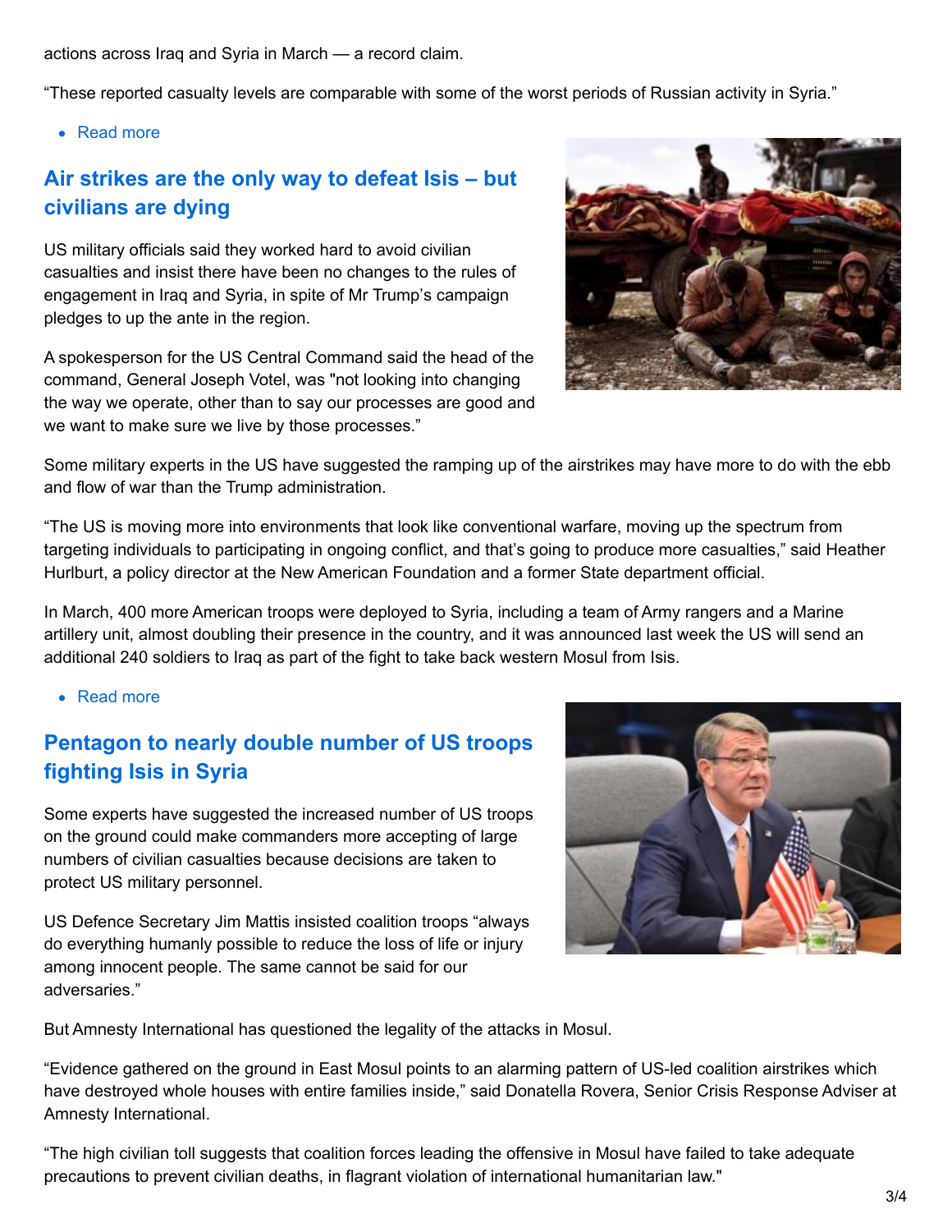actions across Iraq and Syria in March — a record claim.

"These reported casualty levels are comparable with some of the worst periods of Russian activity in Syria."

- Read more

## Air strikes are the only way to defeat Isis – but civilians are dying

US military officials said they worked hard to avoid civilian casualties and insist there have been no changes to the rules of engagement in Iraq and Syria, in spite of Mr Trump's campaign pledges to up the ante in the region.

A spokesperson for the US Central Command said the head of the command, General Joseph Votel, was "not looking into changing the way we operate, other than to say our processes are good and we want to make sure we live by those processes."

Some military experts in the US have suggested the ramping up of the airstrikes may have more to do with the ebb and flow of war than the Trump administration.

"The US is moving more into environments that look like conventional warfare, moving up the spectrum from targeting individuals to participating in ongoing conflict, and that's going to produce more casualties," said Heather Hurlburt, a policy director at the New American Foundation and a former State department official.

In March, 400 more American troops were deployed to Syria, including a team of Army rangers and a Marine artillery unit, almost doubling their presence in the country, and it was announced last week the US will send an additional 240 soldiers to Iraq as part of the fight to take back western Mosul from Isis.

- Read more

## Pentagon to nearly double number of US troops fighting Isis in Syria

Some experts have suggested the increased number of US troops on the ground could make commanders more accepting of large numbers of civilian casualties because decisions are taken to protect US military personnel.

US Defence Secretary Jim Mattis insisted coalition troops "always do everything humanly possible to reduce the loss of life or injury among innocent people. The same cannot be said for our adversaries."

But Amnesty International has questioned the legality of the attacks in Mosul.

"Evidence gathered on the ground in East Mosul points to an alarming pattern of US-led coalition airstrikes which have destroyed whole houses with entire families inside," said Donatella Rovera, Senior Crisis Response Adviser at Amnesty International.

"The high civilian toll suggests that coalition forces leading the offensive in Mosul have failed to take adequate precautions to prevent civilian deaths, in flagrant violation of international humanitarian law."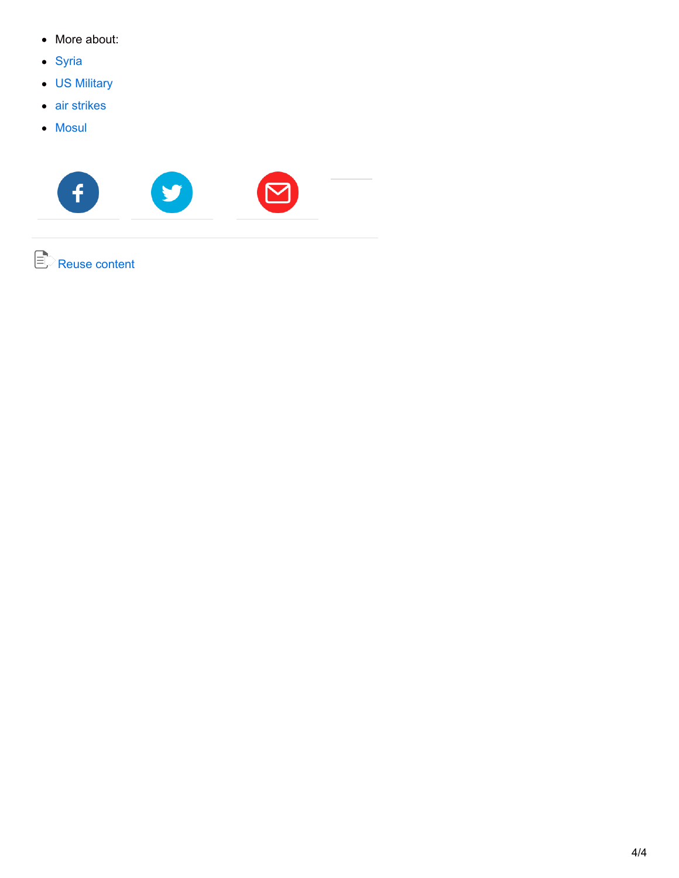- More about:
- Syria
- US Military
- air strikes
- Mosul

Reuse content